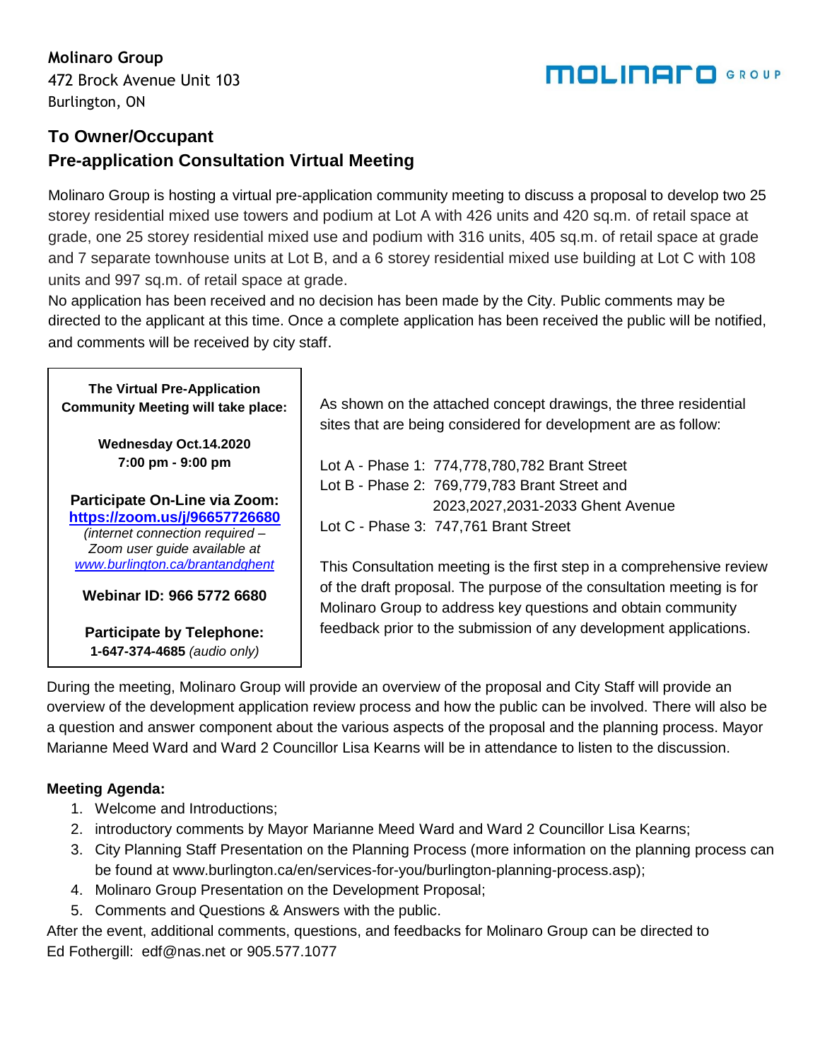**Molinaro Group**
472 Brock Avenue Unit 103
Burlington, ON

MOLINARO GROUP

## To Owner/Occupant
## Pre-application Consultation Virtual Meeting

Molinaro Group is hosting a virtual pre-application community meeting to discuss a proposal to develop two 25 storey residential mixed use towers and podium at Lot A with 426 units and 420 sq.m. of retail space at grade, one 25 storey residential mixed use and podium with 316 units, 405 sq.m. of retail space at grade and 7 separate townhouse units at Lot B, and a 6 storey residential mixed use building at Lot C with 108 units and 997 sq.m. of retail space at grade.
No application has been received and no decision has been made by the City. Public comments may be directed to the applicant at this time. Once a complete application has been received the public will be notified, and comments will be received by city staff.

**The Virtual Pre-Application Community Meeting will take place:**

**Wednesday Oct.14.2020**
**7:00 pm - 9:00 pm**

**Participate On-Line via Zoom:**
**https://zoom.us/j/96657726680**
*(internet connection required – Zoom user guide available at www.burlington.ca/brantandghent*

**Webinar ID: 966 5772 6680**

**Participate by Telephone:**
**1-647-374-4685** *(audio only)*

As shown on the attached concept drawings, the three residential sites that are being considered for development are as follow:

Lot A - Phase 1: 774,778,780,782 Brant Street
Lot B - Phase 2: 769,779,783 Brant Street and 2023,2027,2031-2033 Ghent Avenue
Lot C - Phase 3: 747,761 Brant Street

This Consultation meeting is the first step in a comprehensive review of the draft proposal. The purpose of the consultation meeting is for Molinaro Group to address key questions and obtain community feedback prior to the submission of any development applications.

During the meeting, Molinaro Group will provide an overview of the proposal and City Staff will provide an overview of the development application review process and how the public can be involved. There will also be a question and answer component about the various aspects of the proposal and the planning process. Mayor Marianne Meed Ward and Ward 2 Councillor Lisa Kearns will be in attendance to listen to the discussion.

**Meeting Agenda:**

1. Welcome and Introductions;
2. introductory comments by Mayor Marianne Meed Ward and Ward 2 Councillor Lisa Kearns;
3. City Planning Staff Presentation on the Planning Process (more information on the planning process can be found at www.burlington.ca/en/services-for-you/burlington-planning-process.asp);
4. Molinaro Group Presentation on the Development Proposal;
5. Comments and Questions & Answers with the public.

After the event, additional comments, questions, and feedbacks for Molinaro Group can be directed to Ed Fothergill: edf@nas.net or 905.577.1077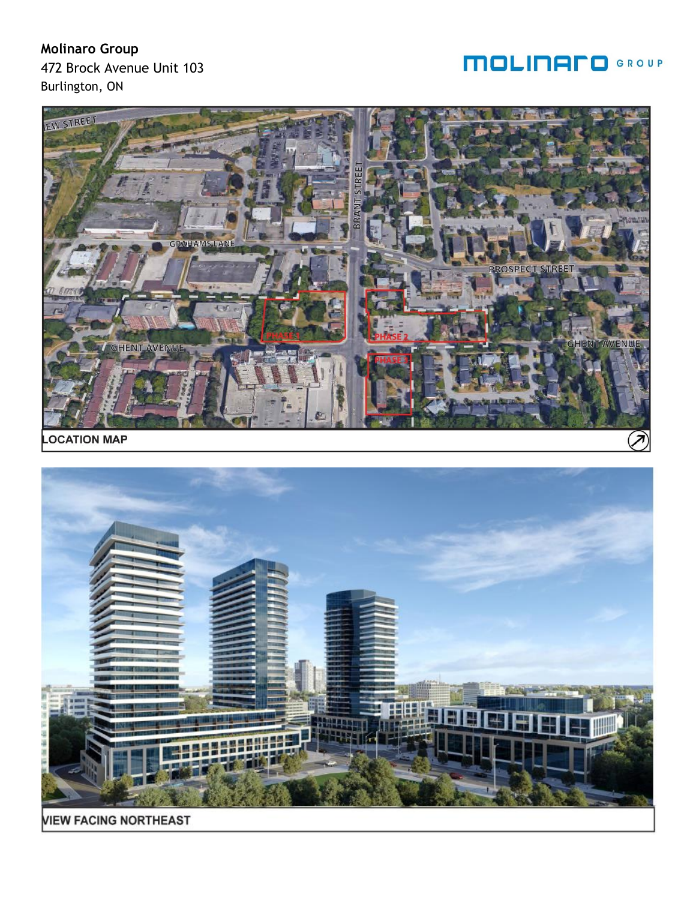**Molinaro Group**
472 Brock Avenue Unit 103
Burlington, ON

MOLINARO GROUP

LOCATION MAP

VIEW FACING NORTHEAST